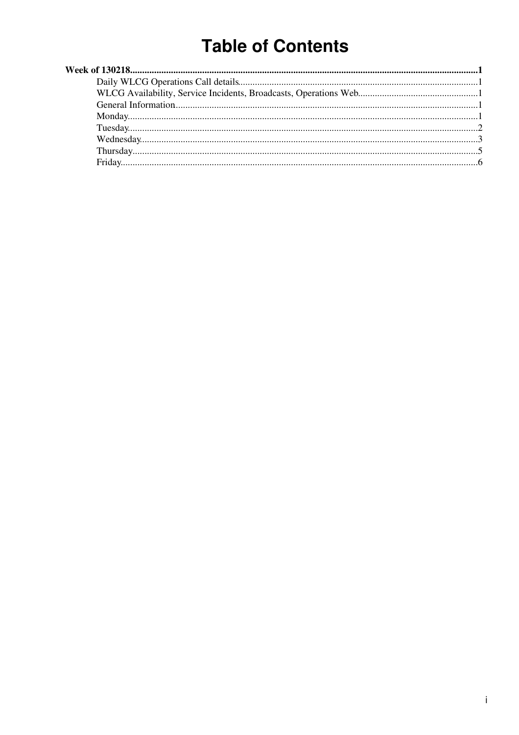# Table of Contents

**Week of 130218**......1

- Daily WLCG Operations Call details......1
- WLCG Availability, Service Incidents, Broadcasts, Operations Web......1
- General Information......1
- Monday......1
- Tuesday......2
- Wednesday......3
- Thursday......5
- Friday......6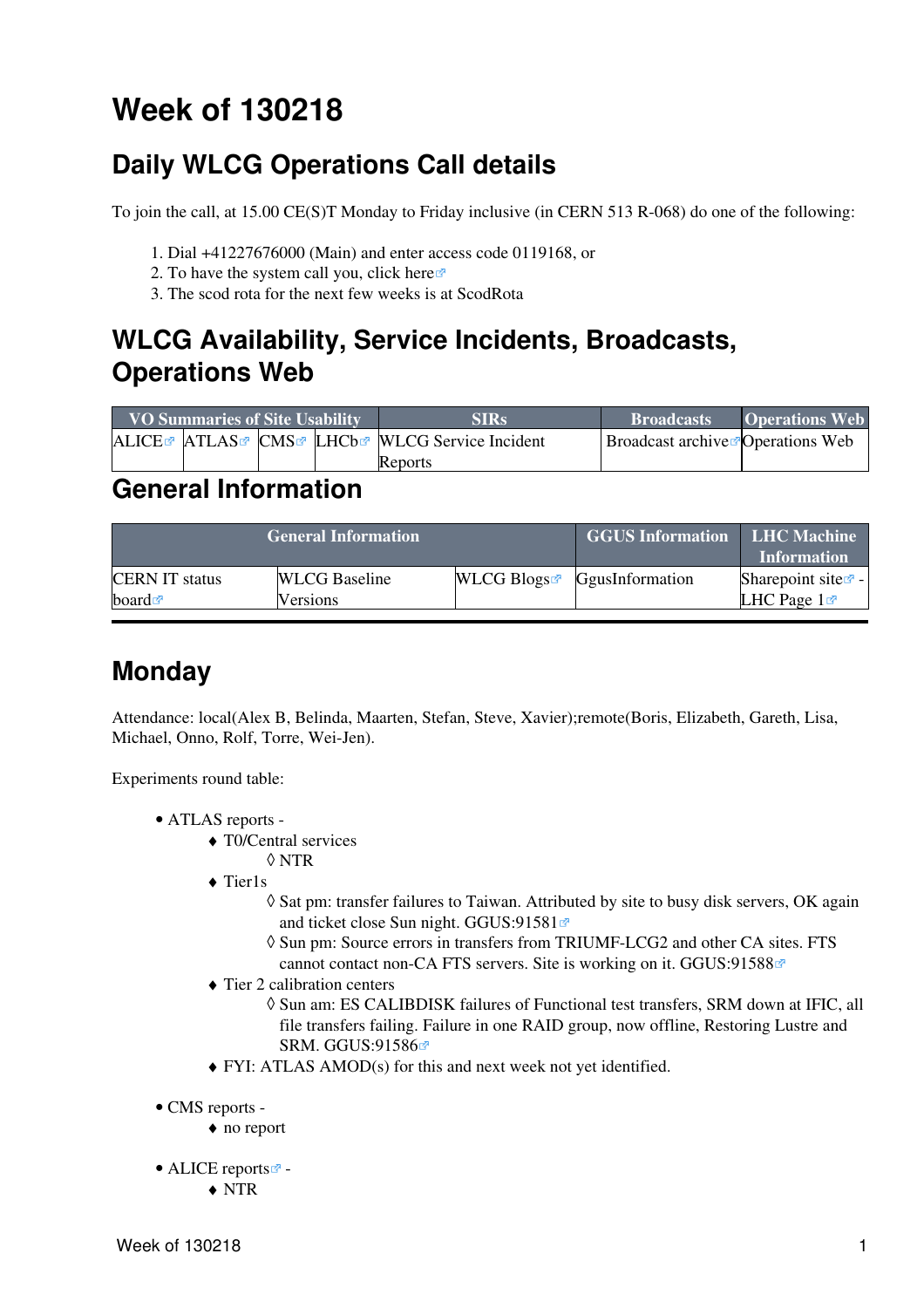# Week of 130218

## Daily WLCG Operations Call details

To join the call, at 15.00 CE(S)T Monday to Friday inclusive (in CERN 513 R-068) do one of the following:

1. Dial +41227676000 (Main) and enter access code 0119168, or
2. To have the system call you, click here
3. The scod rota for the next few weeks is at ScodRota

## WLCG Availability, Service Incidents, Broadcasts, Operations Web

| VO Summaries of Site Usability | | | | SIRs | Broadcasts | Operations Web |
|---|---|---|---|---|---|---|
| ALICE | ATLAS | CMS | LHCb | WLCG Service Incident Reports | Broadcast archive | Operations Web |

## General Information

| General Information | | | GGUS Information | LHC Machine Information |
|---|---|---|---|---|
| CERN IT status board | WLCG Baseline Versions | WLCG Blogs | GgusInformation | Sharepoint site - LHC Page 1 |

---

## Monday

Attendance: local(Alex B, Belinda, Maarten, Stefan, Steve, Xavier);remote(Boris, Elizabeth, Gareth, Lisa, Michael, Onno, Rolf, Torre, Wei-Jen).

Experiments round table:

- ATLAS reports -
  - T0/Central services
    - NTR
  - Tier1s
    - Sat pm: transfer failures to Taiwan. Attributed by site to busy disk servers, OK again and ticket close Sun night. GGUS:91581
    - Sun pm: Source errors in transfers from TRIUMF-LCG2 and other CA sites. FTS cannot contact non-CA FTS servers. Site is working on it. GGUS:91588
  - Tier 2 calibration centers
    - Sun am: ES CALIBDISK failures of Functional test transfers, SRM down at IFIC, all file transfers failing. Failure in one RAID group, now offline, Restoring Lustre and SRM. GGUS:91586
  - FYI: ATLAS AMOD(s) for this and next week not yet identified.

- CMS reports -
  - no report

- ALICE reports -
  - NTR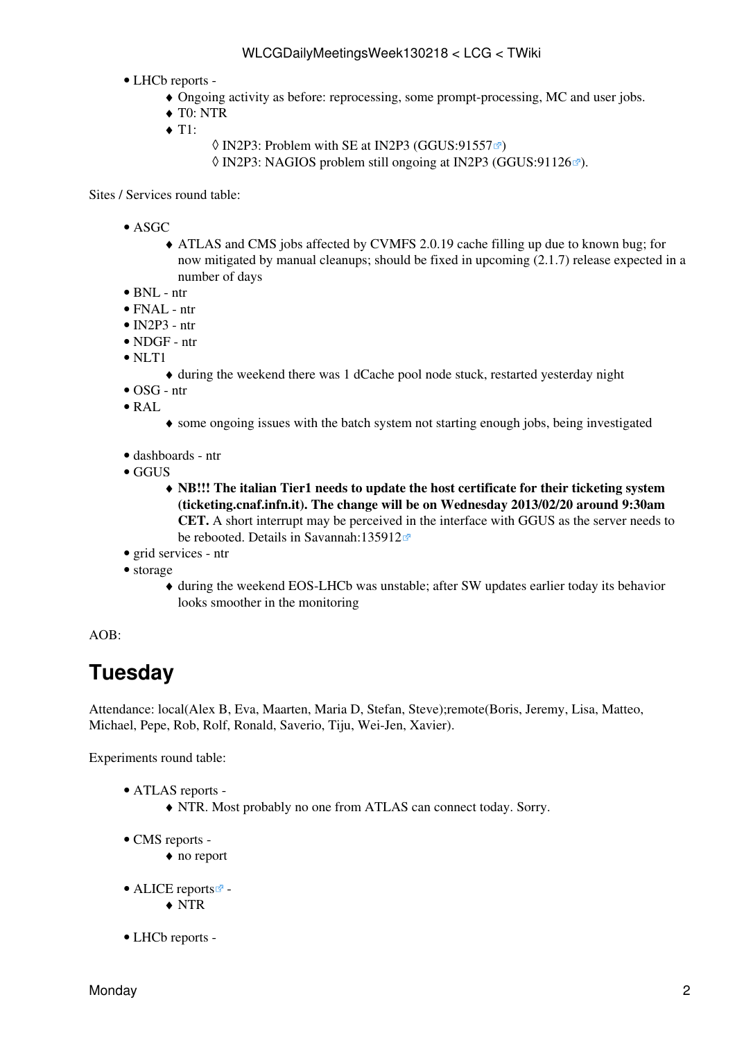- LHCb reports -
  - Ongoing activity as before: reprocessing, some prompt-processing, MC and user jobs.
  - T0: NTR
  - T1:
    - IN2P3: Problem with SE at IN2P3 (GGUS:91557)
    - IN2P3: NAGIOS problem still ongoing at IN2P3 (GGUS:91126).

Sites / Services round table:

- ASGC
  - ATLAS and CMS jobs affected by CVMFS 2.0.19 cache filling up due to known bug; for now mitigated by manual cleanups; should be fixed in upcoming (2.1.7) release expected in a number of days
- BNL - ntr
- FNAL - ntr
- IN2P3 - ntr
- NDGF - ntr
- NLT1
  - during the weekend there was 1 dCache pool node stuck, restarted yesterday night
- OSG - ntr
- RAL
  - some ongoing issues with the batch system not starting enough jobs, being investigated

- dashboards - ntr
- GGUS
  - **NB!!! The italian Tier1 needs to update the host certificate for their ticketing system (ticketing.cnaf.infn.it). The change will be on Wednesday 2013/02/20 around 9:30am CET.** A short interrupt may be perceived in the interface with GGUS as the server needs to be rebooted. Details in Savannah:135912
- grid services - ntr
- storage
  - during the weekend EOS-LHCb was unstable; after SW updates earlier today its behavior looks smoother in the monitoring

AOB:

## Tuesday

Attendance: local(Alex B, Eva, Maarten, Maria D, Stefan, Steve);remote(Boris, Jeremy, Lisa, Matteo, Michael, Pepe, Rob, Rolf, Ronald, Saverio, Tiju, Wei-Jen, Xavier).

Experiments round table:

- ATLAS reports -
  - NTR. Most probably no one from ATLAS can connect today. Sorry.

- CMS reports -
  - no report

- ALICE reports -
  - NTR

- LHCb reports -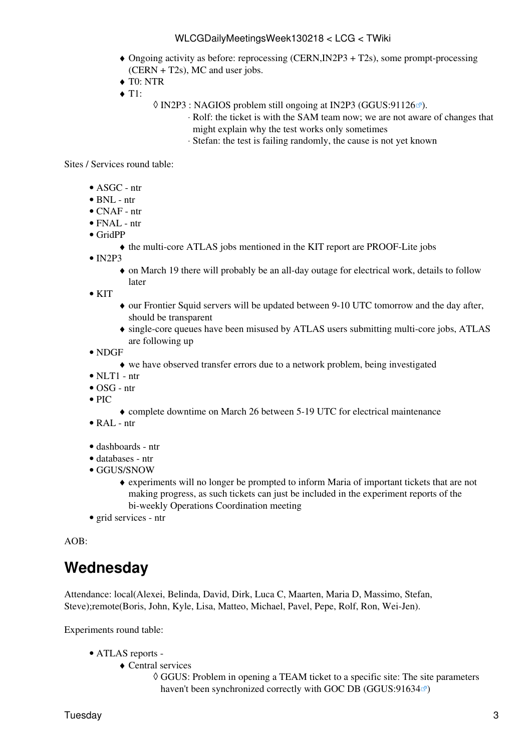- Ongoing activity as before: reprocessing (CERN,IN2P3 + T2s), some prompt-processing (CERN + T2s), MC and user jobs.
- T0: NTR
- T1:
  - IN2P3 : NAGIOS problem still ongoing at IN2P3 (GGUS:91126).
    - Rolf: the ticket is with the SAM team now; we are not aware of changes that might explain why the test works only sometimes
    - Stefan: the test is failing randomly, the cause is not yet known

Sites / Services round table:

- ASGC - ntr
- BNL - ntr
- CNAF - ntr
- FNAL - ntr
- GridPP
  - the multi-core ATLAS jobs mentioned in the KIT report are PROOF-Lite jobs
- IN2P3
  - on March 19 there will probably be an all-day outage for electrical work, details to follow later
- KIT
  - our Frontier Squid servers will be updated between 9-10 UTC tomorrow and the day after, should be transparent
  - single-core queues have been misused by ATLAS users submitting multi-core jobs, ATLAS are following up
- NDGF
  - we have observed transfer errors due to a network problem, being investigated
- NLT1 - ntr
- OSG - ntr
- PIC
  - complete downtime on March 26 between 5-19 UTC for electrical maintenance
- RAL - ntr

- dashboards - ntr
- databases - ntr
- GGUS/SNOW
  - experiments will no longer be prompted to inform Maria of important tickets that are not making progress, as such tickets can just be included in the experiment reports of the bi-weekly Operations Coordination meeting
- grid services - ntr

AOB:

# Wednesday

Attendance: local(Alexei, Belinda, David, Dirk, Luca C, Maarten, Maria D, Massimo, Stefan, Steve);remote(Boris, John, Kyle, Lisa, Matteo, Michael, Pavel, Pepe, Rolf, Ron, Wei-Jen).

Experiments round table:

- ATLAS reports -
  - Central services
    - GGUS: Problem in opening a TEAM ticket to a specific site: The site parameters haven't been synchronized correctly with GOC DB (GGUS:91634)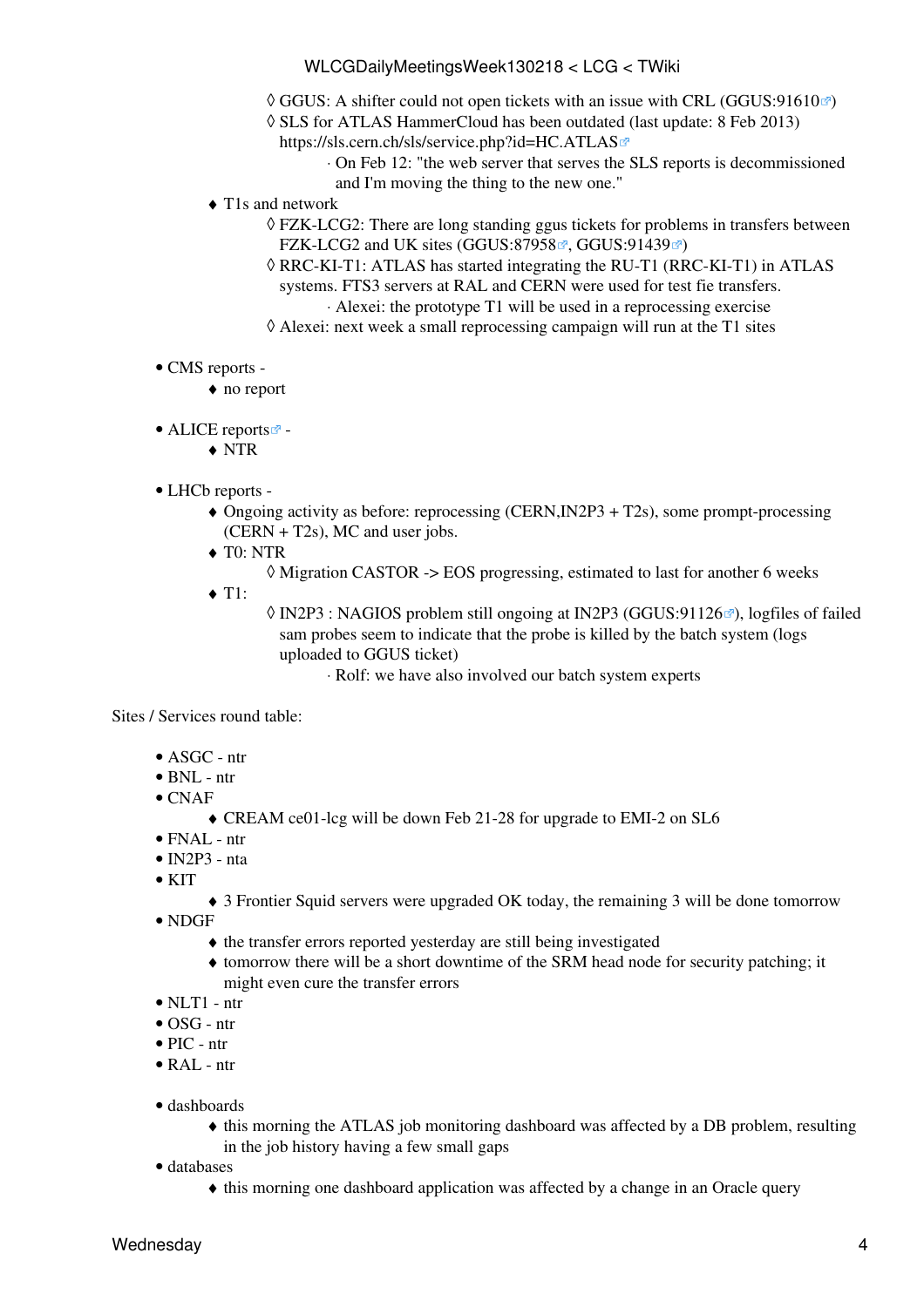- GGUS: A shifter could not open tickets with an issue with CRL (GGUS:91610)
            - SLS for ATLAS HammerCloud has been outdated (last update: 8 Feb 2013) https://sls.cern.ch/sls/service.php?id=HC.ATLAS
                - On Feb 12: "the web server that serves the SLS reports is decommissioned and I'm moving the thing to the new one."
    - T1s and network
        - FZK-LCG2: There are long standing ggus tickets for problems in transfers between FZK-LCG2 and UK sites (GGUS:87958, GGUS:91439)
        - RRC-KI-T1: ATLAS has started integrating the RU-T1 (RRC-KI-T1) in ATLAS systems. FTS3 servers at RAL and CERN were used for test fie transfers.
            - Alexei: the prototype T1 will be used in a reprocessing exercise
        - Alexei: next week a small reprocessing campaign will run at the T1 sites

- CMS reports -
    - no report

- ALICE reports -
    - NTR

- LHCb reports -
    - Ongoing activity as before: reprocessing (CERN,IN2P3 + T2s), some prompt-processing (CERN + T2s), MC and user jobs.
    - T0: NTR
        - Migration CASTOR -> EOS progressing, estimated to last for another 6 weeks
    - T1:
        - IN2P3 : NAGIOS problem still ongoing at IN2P3 (GGUS:91126), logfiles of failed sam probes seem to indicate that the probe is killed by the batch system (logs uploaded to GGUS ticket)
            - Rolf: we have also involved our batch system experts

Sites / Services round table:

- ASGC - ntr
- BNL - ntr
- CNAF
    - CREAM ce01-lcg will be down Feb 21-28 for upgrade to EMI-2 on SL6
- FNAL - ntr
- IN2P3 - nta
- KIT
    - 3 Frontier Squid servers were upgraded OK today, the remaining 3 will be done tomorrow
- NDGF
    - the transfer errors reported yesterday are still being investigated
    - tomorrow there will be a short downtime of the SRM head node for security patching; it might even cure the transfer errors
- NLT1 - ntr
- OSG - ntr
- PIC - ntr
- RAL - ntr

- dashboards
    - this morning the ATLAS job monitoring dashboard was affected by a DB problem, resulting in the job history having a few small gaps
- databases
    - this morning one dashboard application was affected by a change in an Oracle query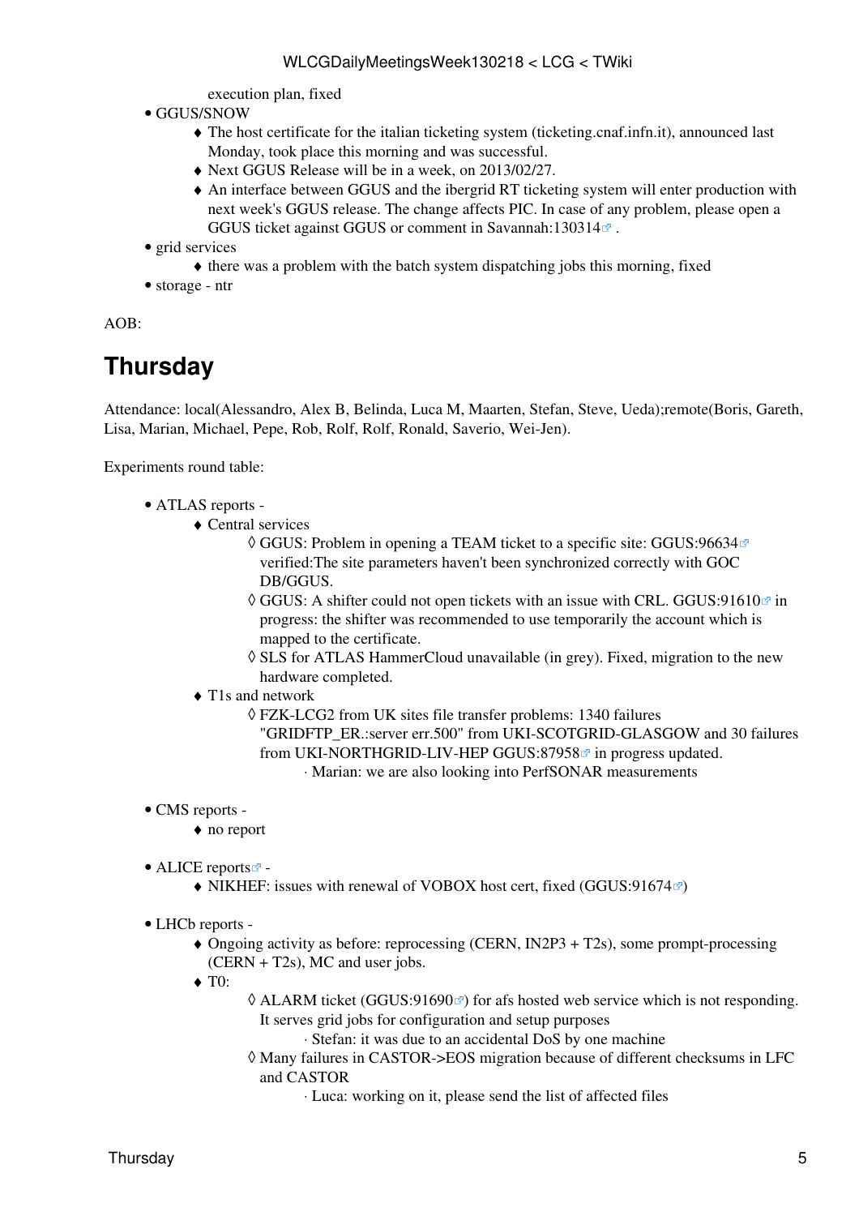execution plan, fixed

- GGUS/SNOW
    - The host certificate for the italian ticketing system (ticketing.cnaf.infn.it), announced last Monday, took place this morning and was successful.
    - Next GGUS Release will be in a week, on 2013/02/27.
    - An interface between GGUS and the ibergrid RT ticketing system will enter production with next week's GGUS release. The change affects PIC. In case of any problem, please open a GGUS ticket against GGUS or comment in Savannah:130314 .
- grid services
    - there was a problem with the batch system dispatching jobs this morning, fixed
- storage - ntr

AOB:

# Thursday

Attendance: local(Alessandro, Alex B, Belinda, Luca M, Maarten, Stefan, Steve, Ueda);remote(Boris, Gareth, Lisa, Marian, Michael, Pepe, Rob, Rolf, Rolf, Ronald, Saverio, Wei-Jen).

Experiments round table:

- ATLAS reports -
    - Central services
        - GGUS: Problem in opening a TEAM ticket to a specific site: GGUS:96634 verified:The site parameters haven't been synchronized correctly with GOC DB/GGUS.
        - GGUS: A shifter could not open tickets with an issue with CRL. GGUS:91610 in progress: the shifter was recommended to use temporarily the account which is mapped to the certificate.
        - SLS for ATLAS HammerCloud unavailable (in grey). Fixed, migration to the new hardware completed.
    - T1s and network
        - FZK-LCG2 from UK sites file transfer problems: 1340 failures "GRIDFTP_ER.:server err.500" from UKI-SCOTGRID-GLASGOW and 30 failures from UKI-NORTHGRID-LIV-HEP GGUS:87958 in progress updated.
            - Marian: we are also looking into PerfSONAR measurements

- CMS reports -
    - no report

- ALICE reports -
    - NIKHEF: issues with renewal of VOBOX host cert, fixed (GGUS:91674)

- LHCb reports -
    - Ongoing activity as before: reprocessing (CERN, IN2P3 + T2s), some prompt-processing (CERN + T2s), MC and user jobs.
    - T0:
        - ALARM ticket (GGUS:91690) for afs hosted web service which is not responding. It serves grid jobs for configuration and setup purposes
            - Stefan: it was due to an accidental DoS by one machine
        - Many failures in CASTOR->EOS migration because of different checksums in LFC and CASTOR
            - Luca: working on it, please send the list of affected files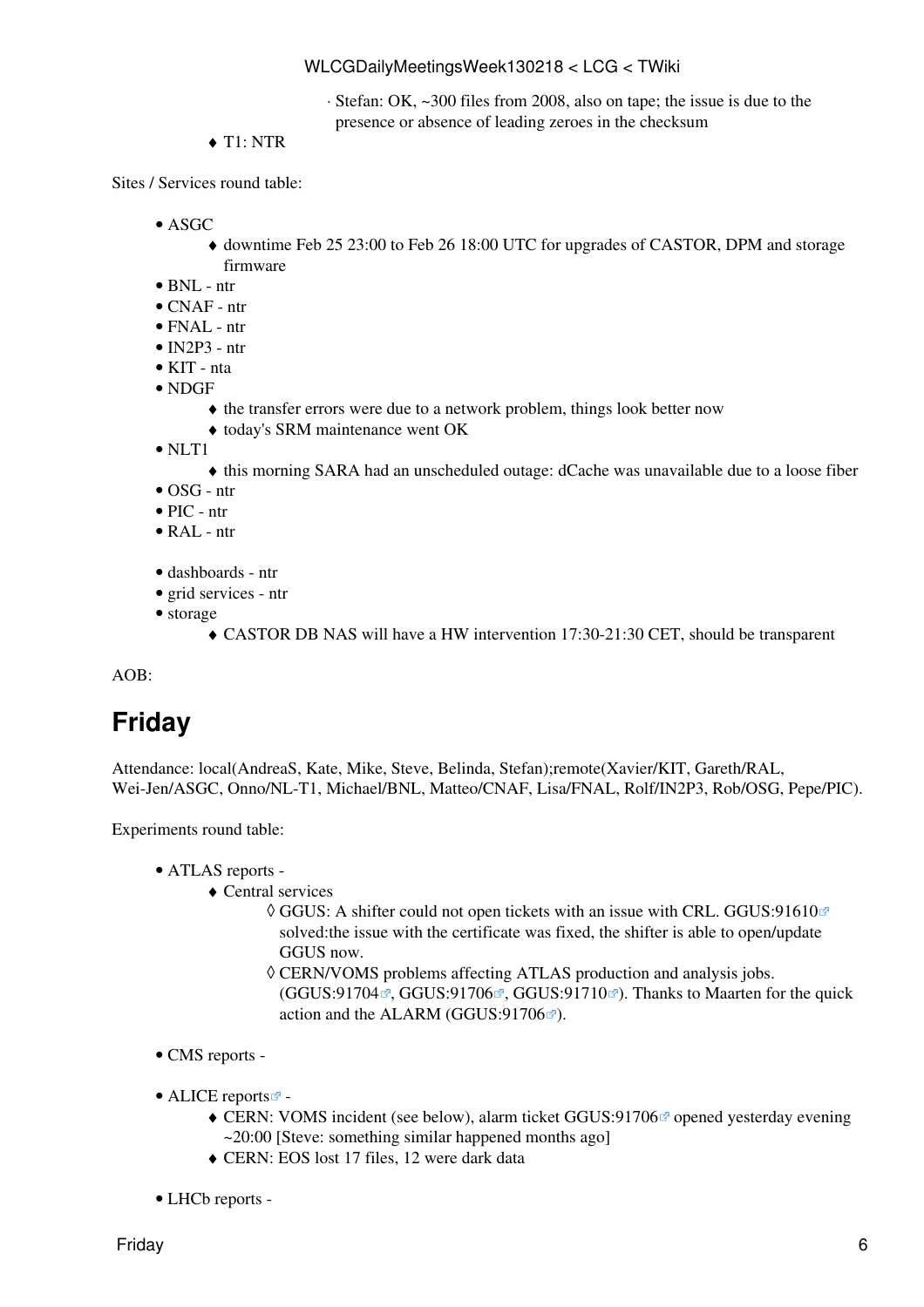- Stefan: OK, ~300 files from 2008, also on tape; the issue is due to the presence or absence of leading zeroes in the checksum

- T1: NTR

Sites / Services round table:

- ASGC
    - downtime Feb 25 23:00 to Feb 26 18:00 UTC for upgrades of CASTOR, DPM and storage firmware
- BNL - ntr
- CNAF - ntr
- FNAL - ntr
- IN2P3 - ntr
- KIT - nta
- NDGF
    - the transfer errors were due to a network problem, things look better now
    - today's SRM maintenance went OK
- NLT1
    - this morning SARA had an unscheduled outage: dCache was unavailable due to a loose fiber
- OSG - ntr
- PIC - ntr
- RAL - ntr

- dashboards - ntr
- grid services - ntr
- storage
    - CASTOR DB NAS will have a HW intervention 17:30-21:30 CET, should be transparent

AOB:

# Friday

Attendance: local(AndreaS, Kate, Mike, Steve, Belinda, Stefan);remote(Xavier/KIT, Gareth/RAL, Wei-Jen/ASGC, Onno/NL-T1, Michael/BNL, Matteo/CNAF, Lisa/FNAL, Rolf/IN2P3, Rob/OSG, Pepe/PIC).

Experiments round table:

- ATLAS reports -
    - Central services
        - GGUS: A shifter could not open tickets with an issue with CRL. GGUS:91610 solved:the issue with the certificate was fixed, the shifter is able to open/update GGUS now.
        - CERN/VOMS problems affecting ATLAS production and analysis jobs. (GGUS:91704, GGUS:91706, GGUS:91710). Thanks to Maarten for the quick action and the ALARM (GGUS:91706).

- CMS reports -

- ALICE reports -
    - CERN: VOMS incident (see below), alarm ticket GGUS:91706 opened yesterday evening ~20:00 [Steve: something similar happened months ago]
    - CERN: EOS lost 17 files, 12 were dark data

- LHCb reports -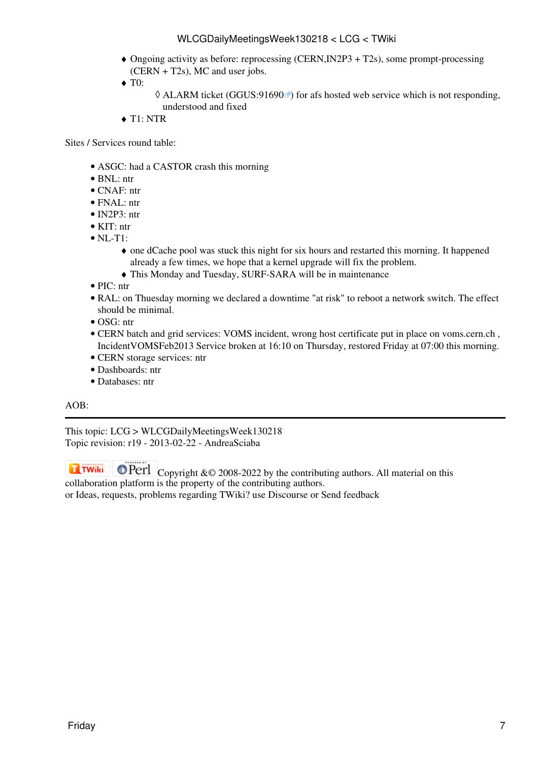- Ongoing activity as before: reprocessing (CERN,IN2P3 + T2s), some prompt-processing (CERN + T2s), MC and user jobs.
    - T0:
        - ALARM ticket (GGUS:91690) for afs hosted web service which is not responding, understood and fixed
    - T1: NTR

Sites / Services round table:

- ASGC: had a CASTOR crash this morning
- BNL: ntr
- CNAF: ntr
- FNAL: ntr
- IN2P3: ntr
- KIT: ntr
- NL-T1:
    - one dCache pool was stuck this night for six hours and restarted this morning. It happened already a few times, we hope that a kernel upgrade will fix the problem.
    - This Monday and Tuesday, SURF-SARA will be in maintenance
- PIC: ntr
- RAL: on Thuesday morning we declared a downtime "at risk" to reboot a network switch. The effect should be minimal.
- OSG: ntr
- CERN batch and grid services: VOMS incident, wrong host certificate put in place on voms.cern.ch , IncidentVOMSFeb2013 Service broken at 16:10 on Thursday, restored Friday at 07:00 this morning.
- CERN storage services: ntr
- Dashboards: ntr
- Databases: ntr

AOB:

---

This topic: LCG > WLCGDailyMeetingsWeek130218
Topic revision: r19 - 2013-02-22 - AndreaSciaba

Copyright &© 2008-2022 by the contributing authors. All material on this collaboration platform is the property of the contributing authors.
or Ideas, requests, problems regarding TWiki? use Discourse or Send feedback